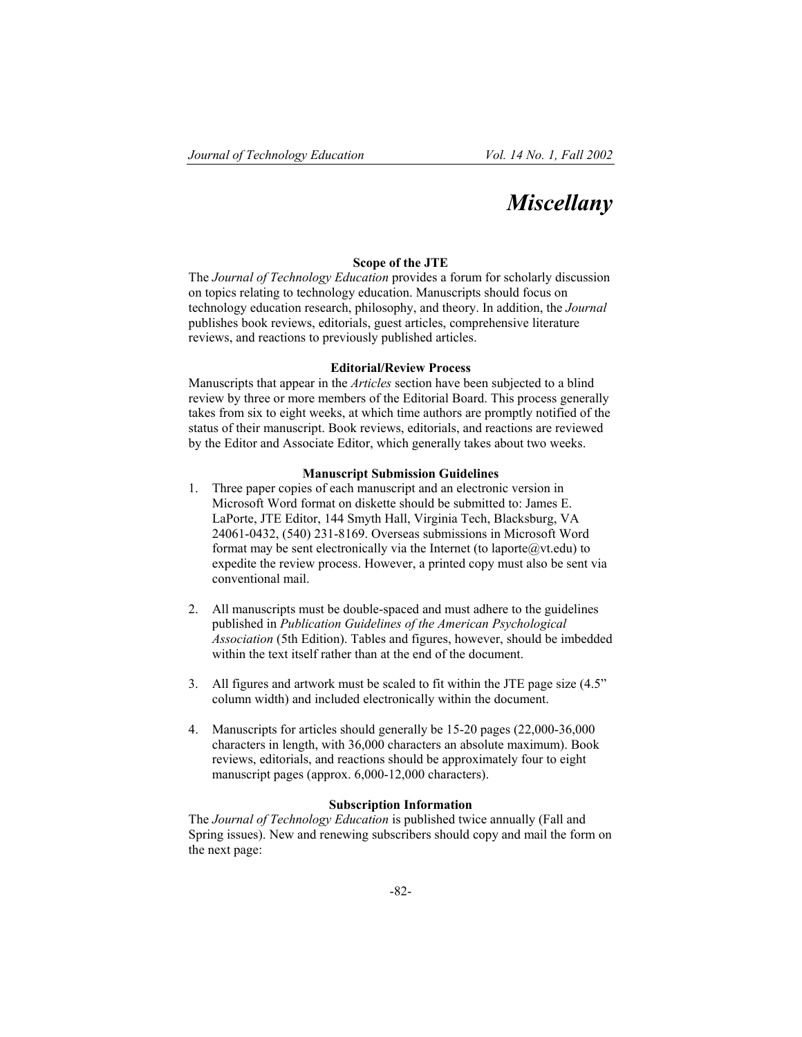# *Miscellany*

### Scope of the JTE

The *Journal of Technology Education* provides a forum for scholarly discussion on topics relating to technology education. Manuscripts should focus on technology education research, philosophy, and theory. In addition, the *Journal* publishes book reviews, editorials, guest articles, comprehensive literature reviews, and reactions to previously published articles.

### Editorial/Review Process

Manuscripts that appear in the *Articles* section have been subjected to a blind review by three or more members of the Editorial Board. This process generally takes from six to eight weeks, at which time authors are promptly notified of the status of their manuscript. Book reviews, editorials, and reactions are reviewed by the Editor and Associate Editor, which generally takes about two weeks.

### Manuscript Submission Guidelines

1. Three paper copies of each manuscript and an electronic version in Microsoft Word format on diskette should be submitted to: James E. LaPorte, JTE Editor, 144 Smyth Hall, Virginia Tech, Blacksburg, VA 24061-0432, (540) 231-8169. Overseas submissions in Microsoft Word format may be sent electronically via the Internet (to laporte@vt.edu) to expedite the review process. However, a printed copy must also be sent via conventional mail.

2. All manuscripts must be double-spaced and must adhere to the guidelines published in *Publication Guidelines of the American Psychological Association* (5th Edition). Tables and figures, however, should be imbedded within the text itself rather than at the end of the document.

3. All figures and artwork must be scaled to fit within the JTE page size (4.5" column width) and included electronically within the document.

4. Manuscripts for articles should generally be 15-20 pages (22,000-36,000 characters in length, with 36,000 characters an absolute maximum). Book reviews, editorials, and reactions should be approximately four to eight manuscript pages (approx. 6,000-12,000 characters).

### Subscription Information

The *Journal of Technology Education* is published twice annually (Fall and Spring issues). New and renewing subscribers should copy and mail the form on the next page: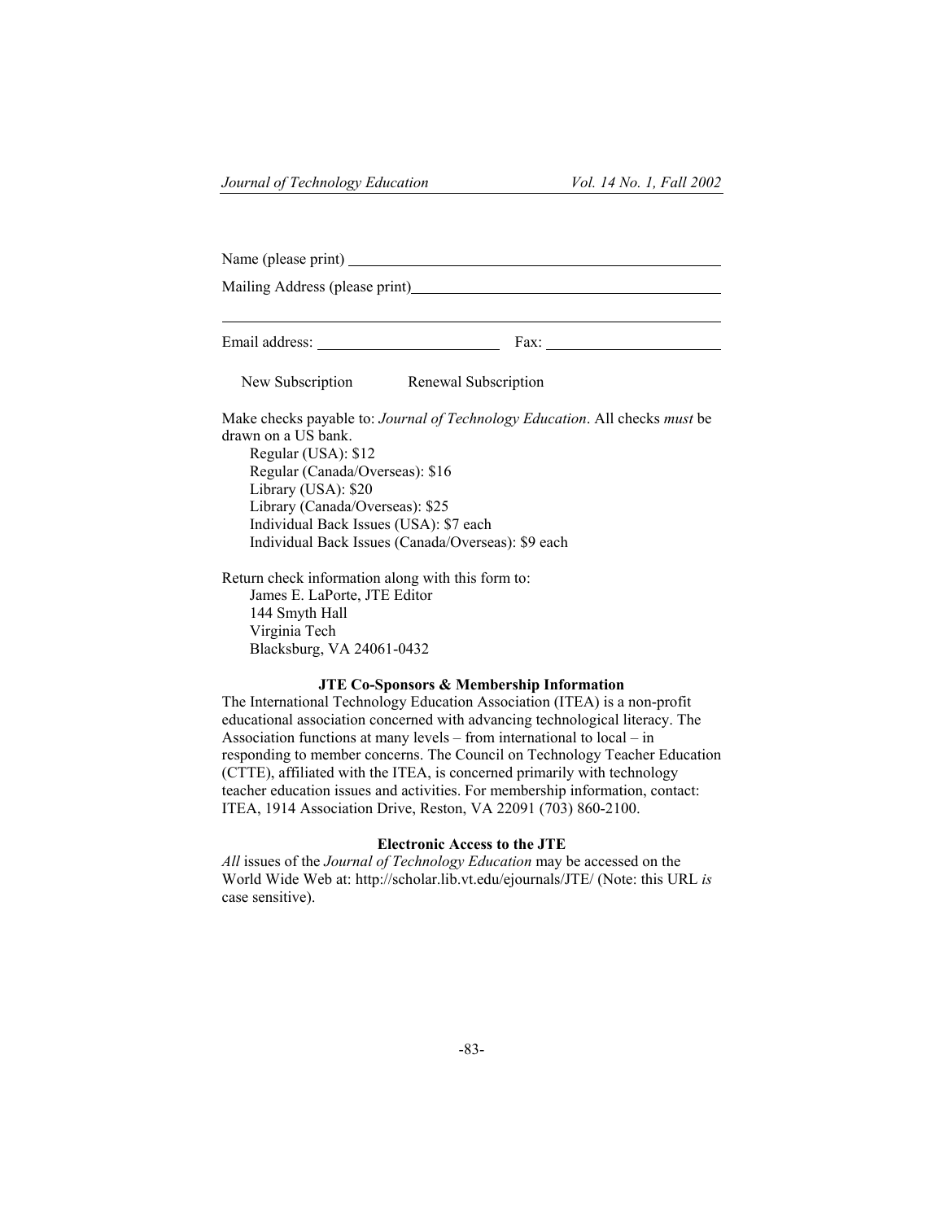Name (please print) \_\_\_\_\_\_\_\_\_\_\_\_\_\_\_\_\_\_\_\_\_\_\_\_\_\_\_\_\_\_\_\_\_\_\_\_\_\_\_\_

Mailing Address (please print)\_\_\_\_\_\_\_\_\_\_\_\_\_\_\_\_\_\_\_\_\_\_\_\_\_\_\_\_\_\_\_\_\_\_

\_\_\_\_\_\_\_\_\_\_\_\_\_\_\_\_\_\_\_\_\_\_\_\_\_\_\_\_\_\_\_\_\_\_\_\_\_\_\_\_\_\_\_\_\_\_\_\_\_\_\_\_\_\_\_\_\_\_\_\_

Email address: \_\_\_\_\_\_\_\_\_\_\_\_\_\_\_\_\_\_\_\_\_\_ Fax: \_\_\_\_\_\_\_\_\_\_\_\_\_\_\_\_\_\_\_\_\_\_

New Subscription     Renewal Subscription

Make checks payable to: *Journal of Technology Education*. All checks *must* be drawn on a US bank.

- Regular (USA): $12
- Regular (Canada/Overseas): $16
- Library (USA): $20
- Library (Canada/Overseas): $25
- Individual Back Issues (USA): $7 each
- Individual Back Issues (Canada/Overseas): $9 each

Return check information along with this form to:

James E. LaPorte, JTE Editor  
144 Smyth Hall  
Virginia Tech  
Blacksburg, VA 24061-0432

**JTE Co-Sponsors & Membership Information**

The International Technology Education Association (ITEA) is a non-profit educational association concerned with advancing technological literacy. The Association functions at many levels – from international to local – in responding to member concerns. The Council on Technology Teacher Education (CTTE), affiliated with the ITEA, is concerned primarily with technology teacher education issues and activities. For membership information, contact: ITEA, 1914 Association Drive, Reston, VA 22091 (703) 860-2100.

**Electronic Access to the JTE**

*All* issues of the *Journal of Technology Education* may be accessed on the World Wide Web at: http://scholar.lib.vt.edu/ejournals/JTE/ (Note: this URL *is* case sensitive).